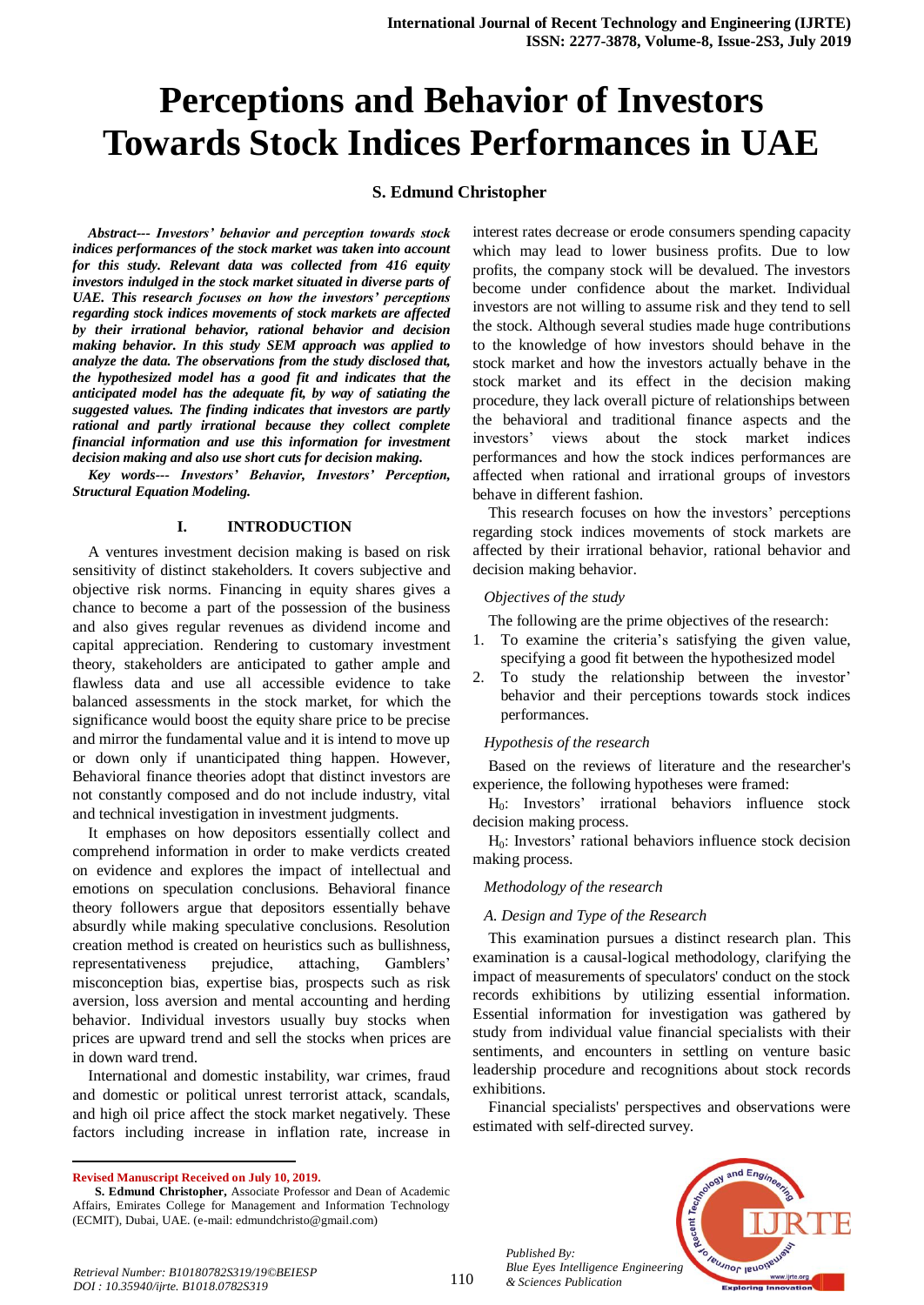# Perceptions and Behavior of Investors Towards Stock Indices Performances in UAE

**S. Edmund Christopher**

***Abstract--- Investors' behavior and perception towards stock indices performances of the stock market was taken into account for this study. Relevant data was collected from 416 equity investors indulged in the stock market situated in diverse parts of UAE. This research focuses on how the investors' perceptions regarding stock indices movements of stock markets are affected by their irrational behavior, rational behavior and decision making behavior. In this study SEM approach was applied to analyze the data. The observations from the study disclosed that, the hypothesized model has a good fit and indicates that the anticipated model has the adequate fit, by way of satiating the suggested values. The finding indicates that investors are partly rational and partly irrational because they collect complete financial information and use this information for investment decision making and also use short cuts for decision making.***

***Key words--- Investors' Behavior, Investors' Perception, Structural Equation Modeling.***

## I. INTRODUCTION

A ventures investment decision making is based on risk sensitivity of distinct stakeholders. It covers subjective and objective risk norms. Financing in equity shares gives a chance to become a part of the possession of the business and also gives regular revenues as dividend income and capital appreciation. Rendering to customary investment theory, stakeholders are anticipated to gather ample and flawless data and use all accessible evidence to take balanced assessments in the stock market, for which the significance would boost the equity share price to be precise and mirror the fundamental value and it is intend to move up or down only if unanticipated thing happen. However, Behavioral finance theories adopt that distinct investors are not constantly composed and do not include industry, vital and technical investigation in investment judgments.

It emphases on how depositors essentially collect and comprehend information in order to make verdicts created on evidence and explores the impact of intellectual and emotions on speculation conclusions. Behavioral finance theory followers argue that depositors essentially behave absurdly while making speculative conclusions. Resolution creation method is created on heuristics such as bullishness, representativeness prejudice, attaching, Gamblers' misconception bias, expertise bias, prospects such as risk aversion, loss aversion and mental accounting and herding behavior. Individual investors usually buy stocks when prices are upward trend and sell the stocks when prices are in down ward trend.

International and domestic instability, war crimes, fraud and domestic or political unrest terrorist attack, scandals, and high oil price affect the stock market negatively. These factors including increase in inflation rate, increase in interest rates decrease or erode consumers spending capacity which may lead to lower business profits. Due to low profits, the company stock will be devalued. The investors become under confidence about the market. Individual investors are not willing to assume risk and they tend to sell the stock. Although several studies made huge contributions to the knowledge of how investors should behave in the stock market and how the investors actually behave in the stock market and its effect in the decision making procedure, they lack overall picture of relationships between the behavioral and traditional finance aspects and the investors' views about the stock market indices performances and how the stock indices performances are affected when rational and irrational groups of investors behave in different fashion.

This research focuses on how the investors' perceptions regarding stock indices movements of stock markets are affected by their irrational behavior, rational behavior and decision making behavior.

*Objectives of the study*

The following are the prime objectives of the research:

1. To examine the criteria's satisfying the given value, specifying a good fit between the hypothesized model
2. To study the relationship between the investor' behavior and their perceptions towards stock indices performances.

*Hypothesis of the research*

Based on the reviews of literature and the researcher's experience, the following hypotheses were framed:

$H_0$: Investors' irrational behaviors influence stock decision making process.

$H_0$: Investors' rational behaviors influence stock decision making process.

*Methodology of the research*

*A. Design and Type of the Research*

This examination pursues a distinct research plan. This examination is a causal-logical methodology, clarifying the impact of measurements of speculators' conduct on the stock records exhibitions by utilizing essential information. Essential information for investigation was gathered by study from individual value financial specialists with their sentiments, and encounters in settling on venture basic leadership procedure and recognitions about stock records exhibitions.

Financial specialists' perspectives and observations were estimated with self-directed survey.

---

**Revised Manuscript Received on July 10, 2019.**

**S. Edmund Christopher,** Associate Professor and Dean of Academic Affairs, Emirates College for Management and Information Technology (ECMIT), Dubai, UAE. (e-mail: edmundchristo@gmail.com)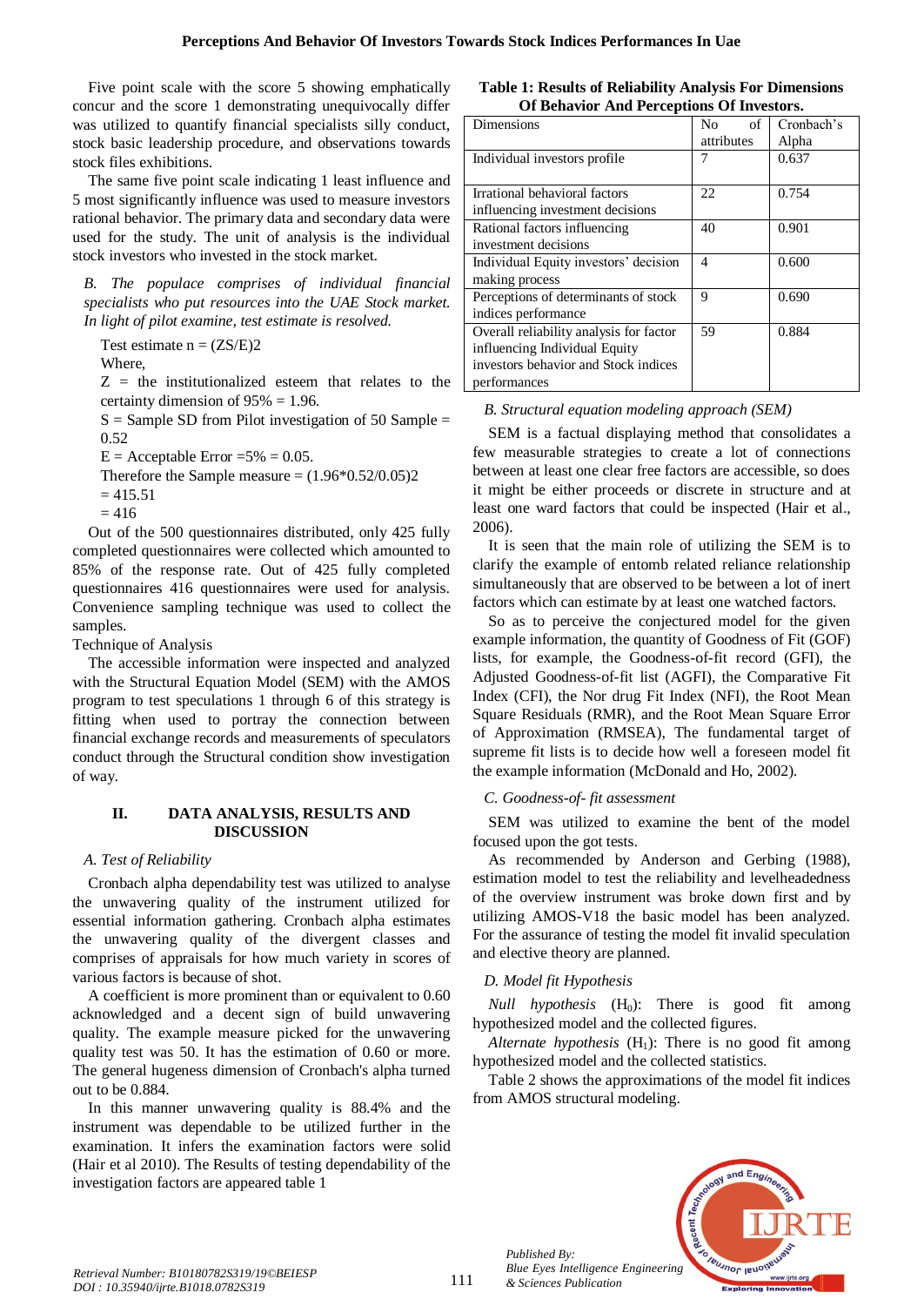Five point scale with the score 5 showing emphatically concur and the score 1 demonstrating unequivocally differ was utilized to quantify financial specialists silly conduct, stock basic leadership procedure, and observations towards stock files exhibitions.

The same five point scale indicating 1 least influence and 5 most significantly influence was used to measure investors rational behavior. The primary data and secondary data were used for the study. The unit of analysis is the individual stock investors who invested in the stock market.

*B. The populace comprises of individual financial specialists who put resources into the UAE Stock market. In light of pilot examine, test estimate is resolved.*

Test estimate n = (ZS/E)2

Where,

Z = the institutionalized esteem that relates to the certainty dimension of 95% = 1.96.

S = Sample SD from Pilot investigation of 50 Sample = 0.52

E = Acceptable Error =5% = 0.05.

Therefore the Sample measure = (1.96*0.52/0.05)2

= 415.51

= 416

Out of the 500 questionnaires distributed, only 425 fully completed questionnaires were collected which amounted to 85% of the response rate. Out of 425 fully completed questionnaires 416 questionnaires were used for analysis. Convenience sampling technique was used to collect the samples.

Technique of Analysis

The accessible information were inspected and analyzed with the Structural Equation Model (SEM) with the AMOS program to test speculations 1 through 6 of this strategy is fitting when used to portray the connection between financial exchange records and measurements of speculators conduct through the Structural condition show investigation of way.

## II. DATA ANALYSIS, RESULTS AND DISCUSSION

### *A. Test of Reliability*

Cronbach alpha dependability test was utilized to analyse the unwavering quality of the instrument utilized for essential information gathering. Cronbach alpha estimates the unwavering quality of the divergent classes and comprises of appraisals for how much variety in scores of various factors is because of shot.

A coefficient is more prominent than or equivalent to 0.60 acknowledged and a decent sign of build unwavering quality. The example measure picked for the unwavering quality test was 50. It has the estimation of 0.60 or more. The general hugeness dimension of Cronbach's alpha turned out to be 0.884.

In this manner unwavering quality is 88.4% and the instrument was dependable to be utilized further in the examination. It infers the examination factors were solid (Hair et al 2010). The Results of testing dependability of the investigation factors are appeared table 1

**Table 1: Results of Reliability Analysis For Dimensions Of Behavior And Perceptions Of Investors.**

| Dimensions | No of attributes | Cronbach's Alpha |
|---|---|---|
| Individual investors profile | 7 | 0.637 |
| Irrational behavioral factors influencing investment decisions | 22 | 0.754 |
| Rational factors influencing investment decisions | 40 | 0.901 |
| Individual Equity investors' decision making process | 4 | 0.600 |
| Perceptions of determinants of stock indices performance | 9 | 0.690 |
| Overall reliability analysis for factor influencing Individual Equity investors behavior and Stock indices performances | 59 | 0.884 |

### *B. Structural equation modeling approach (SEM)*

SEM is a factual displaying method that consolidates a few measurable strategies to create a lot of connections between at least one clear free factors are associated, so does it might be either proceeds or discrete in structure and at least one ward factors that could be inspected (Hair et al., 2006).

It is seen that the main role of utilizing the SEM is to clarify the example of entomb related reliance relationship simultaneously that are observed to be between a lot of inert factors which can estimate by at least one watched factors.

So as to perceive the conjectured model for the given example information, the quantity of Goodness of Fit (GOF) lists, for example, the Goodness-of-fit record (GFI), the Adjusted Goodness-of-fit list (AGFI), the Comparative Fit Index (CFI), the Nor drug Fit Index (NFI), the Root Mean Square Residuals (RMR), and the Root Mean Square Error of Approximation (RMSEA), The fundamental target of supreme fit lists is to decide how well a foreseen model fit the example information (McDonald and Ho, 2002).

### *C. Goodness-of- fit assessment*

SEM was utilized to examine the bent of the model focused upon the got tests.

As recommended by Anderson and Gerbing (1988), estimation model to test the reliability and levelheadedness of the overview instrument was broke down first and by utilizing AMOS-V18 the basic model has been analyzed. For the assurance of testing the model fit invalid speculation and elective theory are planned.

### *D. Model fit Hypothesis*

*Null hypothesis* ($H_0$): There is good fit among hypothesized model and the collected figures.

*Alternate hypothesis* ($H_1$): There is no good fit among hypothesized model and the collected statistics.

Table 2 shows the approximations of the model fit indices from AMOS structural modeling.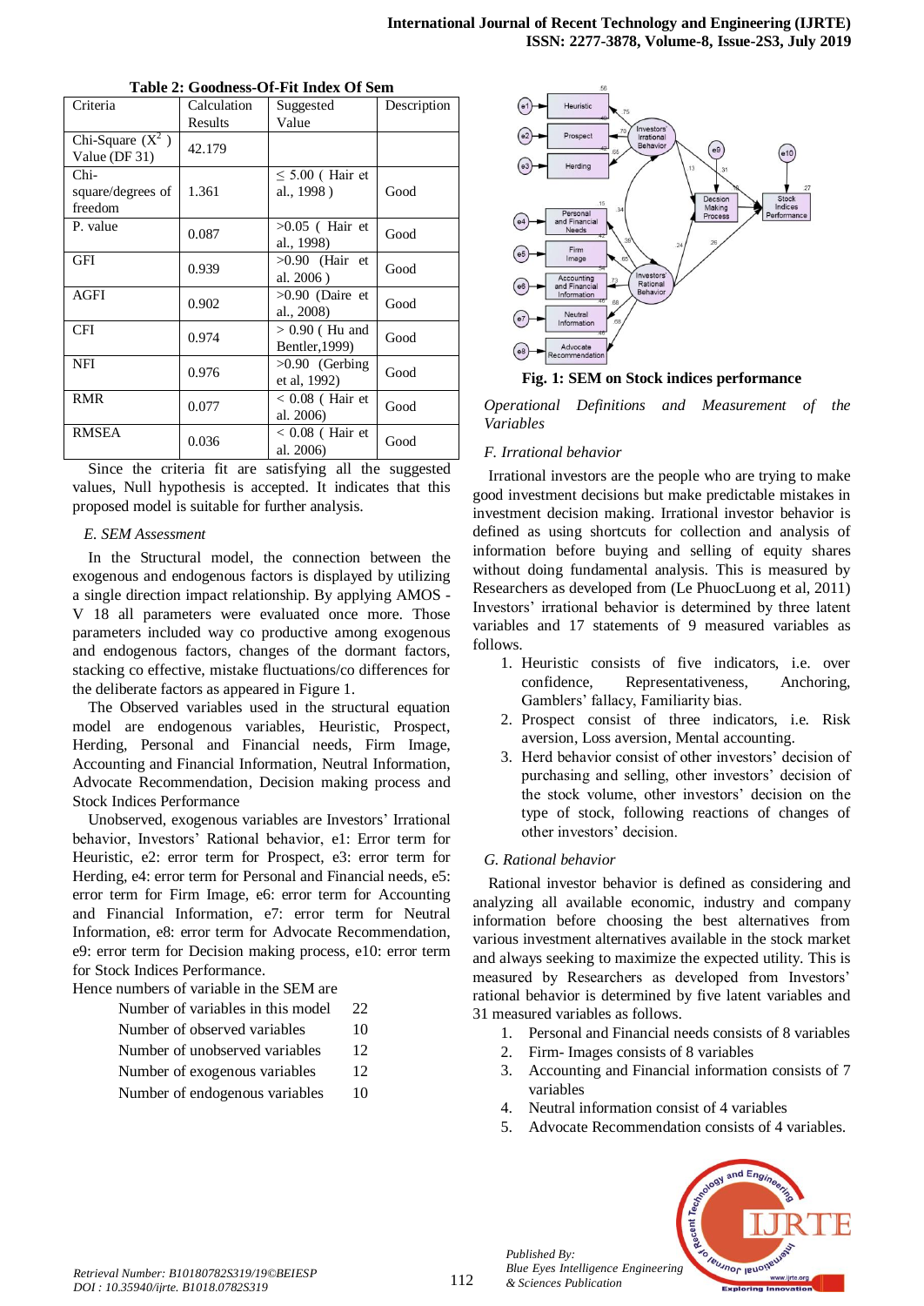**Table 2: Goodness-Of-Fit Index Of Sem**

| Criteria | Calculation Results | Suggested Value | Description |
|---|---|---|---|
| Chi-Square ($X^2$ ) Value (DF 31) | 42.179 | | |
| Chi-square/degrees of freedom | 1.361 | ≤ 5.00 ( Hair et al., 1998 ) | Good |
| P. value | 0.087 | >0.05 ( Hair et al., 1998) | Good |
| GFI | 0.939 | >0.90 (Hair et al. 2006 ) | Good |
| AGFI | 0.902 | >0.90 (Daire et al., 2008) | Good |
| CFI | 0.974 | > 0.90 ( Hu and Bentler,1999) | Good |
| NFI | 0.976 | >0.90 (Gerbing et al, 1992) | Good |
| RMR | 0.077 | < 0.08 ( Hair et al. 2006) | Good |
| RMSEA | 0.036 | < 0.08 ( Hair et al. 2006) | Good |

Since the criteria fit are satisfying all the suggested values, Null hypothesis is accepted. It indicates that this proposed model is suitable for further analysis.

### *E. SEM Assessment*

In the Structural model, the connection between the exogenous and endogenous factors is displayed by utilizing a single direction impact relationship. By applying AMOS - V 18 all parameters were evaluated once more. Those parameters included way co productive among exogenous and endogenous factors, changes of the dormant factors, stacking co effective, mistake fluctuations/co differences for the deliberate factors as appeared in Figure 1.

The Observed variables used in the structural equation model are endogenous variables, Heuristic, Prospect, Herding, Personal and Financial needs, Firm Image, Accounting and Financial Information, Neutral Information, Advocate Recommendation, Decision making process and Stock Indices Performance

Unobserved, exogenous variables are Investors' Irrational behavior, Investors' Rational behavior, e1: Error term for Heuristic, e2: error term for Prospect, e3: error term for Herding, e4: error term for Personal and Financial needs, e5: error term for Firm Image, e6: error term for Accounting and Financial Information, e7: error term for Neutral Information, e8: error term for Advocate Recommendation, e9: error term for Decision making process, e10: error term for Stock Indices Performance.

Hence numbers of variable in the SEM are

| | |
|---|---|
| Number of variables in this model | 22 |
| Number of observed variables | 10 |
| Number of unobserved variables | 12 |
| Number of exogenous variables | 12 |
| Number of endogenous variables | 10 |

**Fig. 1: SEM on Stock indices performance**

*Operational Definitions and Measurement of the Variables*

### *F. Irrational behavior*

Irrational investors are the people who are trying to make good investment decisions but make predictable mistakes in investment decision making. Irrational investor behavior is defined as using shortcuts for collection and analysis of information before buying and selling of equity shares without doing fundamental analysis. This is measured by Researchers as developed from (Le PhucLuong et al, 2011) Investors' irrational behavior is determined by three latent variables and 17 statements of 9 measured variables as follows.

1. Heuristic consists of five indicators, i.e. over confidence, Representativeness, Anchoring, Gamblers' fallacy, Familiarity bias.
2. Prospect consist of three indicators, i.e. Risk aversion, Loss aversion, Mental accounting.
3. Herd behavior consist of other investors' decision of purchasing and selling, other investors' decision of the stock volume, other investors' decision on the type of stock, following reactions of changes of other investors' decision.

### *G. Rational behavior*

Rational investor behavior is defined as considering and analyzing all available economic, industry and company information before choosing the best alternatives from various investment alternatives available in the stock market and always seeking to maximize the expected utility. This is measured by Researchers as developed from Investors' rational behavior is determined by five latent variables and 31 measured variables as follows.

1. Personal and Financial needs consists of 8 variables
2. Firm- Images consists of 8 variables
3. Accounting and Financial information consists of 7 variables
4. Neutral information consist of 4 variables
5. Advocate Recommendation consists of 4 variables.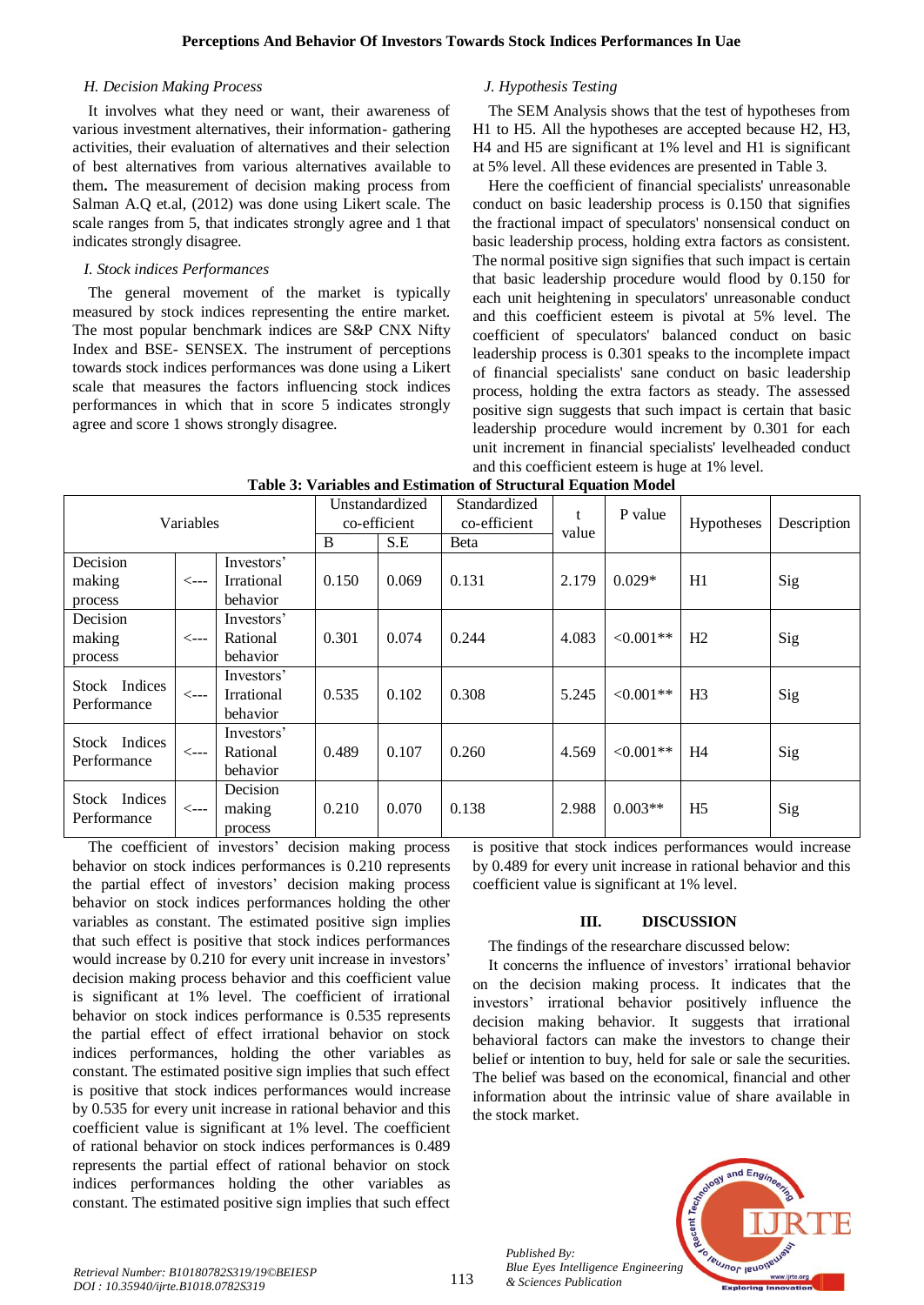### H. Decision Making Process

It involves what they need or want, their awareness of various investment alternatives, their information- gathering activities, their evaluation of alternatives and their selection of best alternatives from various alternatives available to them**.** The measurement of decision making process from Salman A.Q et.al, (2012) was done using Likert scale. The scale ranges from 5, that indicates strongly agree and 1 that indicates strongly disagree.

### I. Stock indices Performances

The general movement of the market is typically measured by stock indices representing the entire market. The most popular benchmark indices are S&P CNX Nifty Index and BSE- SENSEX. The instrument of perceptions towards stock indices performances was done using a Likert scale that measures the factors influencing stock indices performances in which that in score 5 indicates strongly agree and score 1 shows strongly disagree.

### J. Hypothesis Testing

The SEM Analysis shows that the test of hypotheses from H1 to H5. All the hypotheses are accepted because H2, H3, H4 and H5 are significant at 1% level and H1 is significant at 5% level. All these evidences are presented in Table 3.

Here the coefficient of financial specialists' unreasonable conduct on basic leadership process is 0.150 that signifies the fractional impact of speculators' nonsensical conduct on basic leadership process, holding extra factors as consistent. The normal positive sign signifies that such impact is certain that basic leadership procedure would flood by 0.150 for each unit heightening in speculators' unreasonable conduct and this coefficient esteem is pivotal at 5% level. The coefficient of speculators' balanced conduct on basic leadership process is 0.301 speaks to the incomplete impact of financial specialists' sane conduct on basic leadership process, holding the extra factors as steady. The assessed positive sign suggests that such impact is certain that basic leadership procedure would increment by 0.301 for each unit increment in financial specialists' levelheaded conduct and this coefficient esteem is huge at 1% level.

**Table 3: Variables and Estimation of Structural Equation Model**

| Variables | | | Unstandardized co-efficient | | Standardized co-efficient | t value | P value | Hypotheses | Description |
|---|---|---|---|---|---|---|---|---|---|
| | | | B | S.E | Beta | | | | |
| Decision making process | <--- | Investors' Irrational behavior | 0.150 | 0.069 | 0.131 | 2.179 | 0.029* | H1 | Sig |
| Decision making process | <--- | Investors' Rational behavior | 0.301 | 0.074 | 0.244 | 4.083 | <0.001** | H2 | Sig |
| Stock Indices Performance | <--- | Investors' Irrational behavior | 0.535 | 0.102 | 0.308 | 5.245 | <0.001** | H3 | Sig |
| Stock Indices Performance | <--- | Investors' Rational behavior | 0.489 | 0.107 | 0.260 | 4.569 | <0.001** | H4 | Sig |
| Stock Indices Performance | <--- | Decision making process | 0.210 | 0.070 | 0.138 | 2.988 | 0.003** | H5 | Sig |

The coefficient of investors' decision making process behavior on stock indices performances is 0.210 represents the partial effect of investors' decision making process behavior on stock indices performances holding the other variables as constant. The estimated positive sign implies that such effect is positive that stock indices performances would increase by 0.210 for every unit increase in investors' decision making process behavior and this coefficient value is significant at 1% level. The coefficient of irrational behavior on stock indices performance is 0.535 represents the partial effect of effect irrational behavior on stock indices performances, holding the other variables as constant. The estimated positive sign implies that such effect is positive that stock indices performances would increase by 0.535 for every unit increase in rational behavior and this coefficient value is significant at 1% level. The coefficient of rational behavior on stock indices performances is 0.489 represents the partial effect of rational behavior on stock indices performances holding the other variables as constant. The estimated positive sign implies that such effect is positive that stock indices performances would increase by 0.489 for every unit increase in rational behavior and this coefficient value is significant at 1% level.

## III. DISCUSSION

The findings of the researchare discussed below:

It concerns the influence of investors' irrational behavior on the decision making process. It indicates that the investors' irrational behavior positively influence the decision making behavior. It suggests that irrational behavioral factors can make the investors to change their belief or intention to buy, held for sale or sale the securities. The belief was based on the economical, financial and other information about the intrinsic value of share available in the stock market.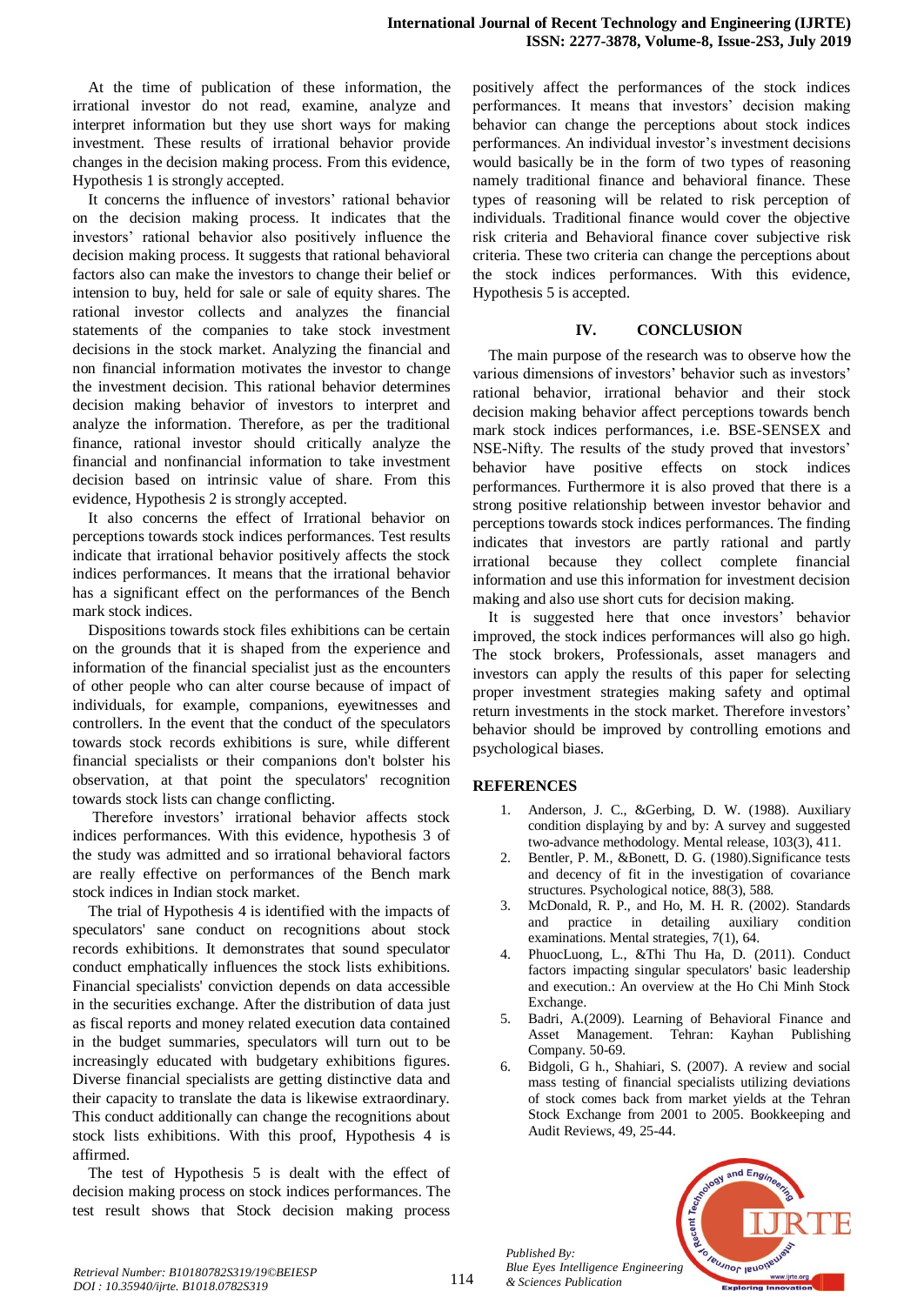At the time of publication of these information, the irrational investor do not read, examine, analyze and interpret information but they use short ways for making investment. These results of irrational behavior provide changes in the decision making process. From this evidence, Hypothesis 1 is strongly accepted.

It concerns the influence of investors' rational behavior on the decision making process. It indicates that the investors' rational behavior also positively influence the decision making process. It suggests that rational behavioral factors also can make the investors to change their belief or intension to buy, held for sale or sale of equity shares. The rational investor collects and analyzes the financial statements of the companies to take stock investment decisions in the stock market. Analyzing the financial and non financial information motivates the investor to change the investment decision. This rational behavior determines decision making behavior of investors to interpret and analyze the information. Therefore, as per the traditional finance, rational investor should critically analyze the financial and nonfinancial information to take investment decision based on intrinsic value of share. From this evidence, Hypothesis 2 is strongly accepted.

It also concerns the effect of Irrational behavior on perceptions towards stock indices performances. Test results indicate that irrational behavior positively affects the stock indices performances. It means that the irrational behavior has a significant effect on the performances of the Bench mark stock indices.

Dispositions towards stock files exhibitions can be certain on the grounds that it is shaped from the experience and information of the financial specialist just as the encounters of other people who can alter course because of impact of individuals, for example, companions, eyewitnesses and controllers. In the event that the conduct of the speculators towards stock records exhibitions is sure, while different financial specialists or their companions don't bolster his observation, at that point the speculators' recognition towards stock lists can change conflicting.

Therefore investors' irrational behavior affects stock indices performances. With this evidence, hypothesis 3 of the study was admitted and so irrational behavioral factors are really effective on performances of the Bench mark stock indices in Indian stock market.

The trial of Hypothesis 4 is identified with the impacts of speculators' sane conduct on recognitions about stock records exhibitions. It demonstrates that sound speculator conduct emphatically influences the stock lists exhibitions. Financial specialists' conviction depends on data accessible in the securities exchange. After the distribution of data just as fiscal reports and money related execution data contained in the budget summaries, speculators will turn out to be increasingly educated with budgetary exhibitions figures. Diverse financial specialists are getting distinctive data and their capacity to translate the data is likewise extraordinary. This conduct additionally can change the recognitions about stock lists exhibitions. With this proof, Hypothesis 4 is affirmed.

The test of Hypothesis 5 is dealt with the effect of decision making process on stock indices performances. The test result shows that Stock decision making process positively affect the performances of the stock indices performances. It means that investors' decision making behavior can change the perceptions about stock indices performances. An individual investor's investment decisions would basically be in the form of two types of reasoning namely traditional finance and behavioral finance. These types of reasoning will be related to risk perception of individuals. Traditional finance would cover the objective risk criteria and Behavioral finance cover subjective risk criteria. These two criteria can change the perceptions about the stock indices performances. With this evidence, Hypothesis 5 is accepted.

## IV. CONCLUSION

The main purpose of the research was to observe how the various dimensions of investors' behavior such as investors' rational behavior, irrational behavior and their stock decision making behavior affect perceptions towards bench mark stock indices performances, i.e. BSE-SENSEX and NSE-Nifty. The results of the study proved that investors' behavior have positive effects on stock indices performances. Furthermore it is also proved that there is a strong positive relationship between investor behavior and perceptions towards stock indices performances. The finding indicates that investors are partly rational and partly irrational because they collect complete financial information and use this information for investment decision making and also use short cuts for decision making.

It is suggested here that once investors' behavior improved, the stock indices performances will also go high. The stock brokers, Professionals, asset managers and investors can apply the results of this paper for selecting proper investment strategies making safety and optimal return investments in the stock market. Therefore investors' behavior should be improved by controlling emotions and psychological biases.

## REFERENCES

1. Anderson, J. C., &Gerbing, D. W. (1988). Auxiliary condition displaying by and by: A survey and suggested two-advance methodology. Mental release, 103(3), 411.
2. Bentler, P. M., &Bonett, D. G. (1980).Significance tests and decency of fit in the investigation of covariance structures. Psychological notice, 88(3), 588.
3. McDonald, R. P., and Ho, M. H. R. (2002). Standards and practice in detailing auxiliary condition examinations. Mental strategies, 7(1), 64.
4. PhuocLuong, L., &Thi Thu Ha, D. (2011). Conduct factors impacting singular speculators' basic leadership and execution.: An overview at the Ho Chi Minh Stock Exchange.
5. Badri, A.(2009). Learning of Behavioral Finance and Asset Management. Tehran: Kayhan Publishing Company. 50-69.
6. Bidgoli, G h., Shahiari, S. (2007). A review and social mass testing of financial specialists utilizing deviations of stock comes back from market yields at the Tehran Stock Exchange from 2001 to 2005. Bookkeeping and Audit Reviews, 49, 25-44.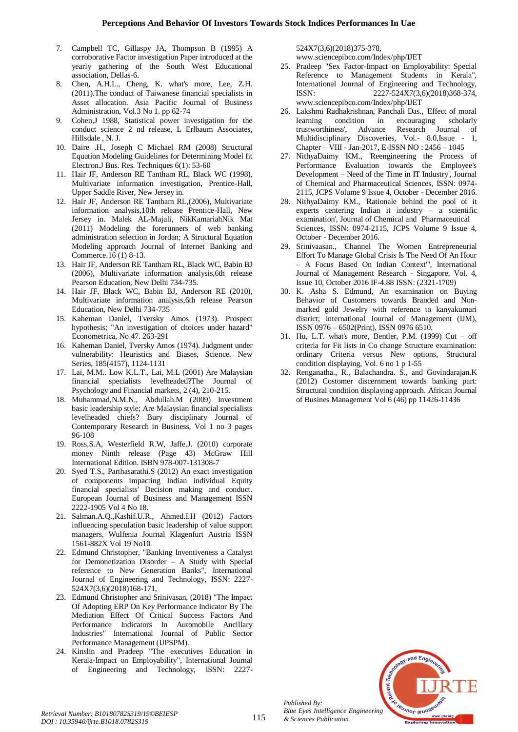7. Campbell TC, Gillaspy JA, Thompson B (1995) A corroborative Factor investigation Paper introduced at the yearly gathering of the South West Educational association, Dellas-6.
8. Chen, A.H.L., Cheng, K. what's more, Lee, Z.H. (2011).The conduct of Taiwanese financial specialists in Asset allocation. Asia Pacific Journal of Business Administration, Vol.3 No 1. pp 62-74
9. Cohen,J 1988, Statistical power investigation for the conduct science 2 nd release, L Erlbaum Associates, Hillsdale , N. J.
10. Daire .H., Joseph C Michael RM (2008) Structural Equation Modeling Guidelines for Determining Model fit Electron.J Bus. Res. Techniques 6(1): 53-60
11. Hair JF, Anderson RE Tantham RL, Black WC (1998), Multivariate information investigation, Prentice-Hall, Upper Saddle River, New Jersey in.
12. Hair JF, Anderson RE Tantham RL,(2006), Multivariate information analysis,10th release Prentice-Hall, New Jersey in. Malek AL-Majali, NikKamariahNik Mat (2011) Modeling the forerunners of web banking administration selection in Jordan; A Structural Equation Modeling approach Journal of Internet Banking and Commerce.16 (1) 8-13.
13. Hair JF, Anderson RE Tantham RL, Black WC, Babin BJ (2006), Multivariate information analysis,6th release Pearson Education, New Delhi 734-735.
14. Hair JF, Black WC, Babin BJ, Anderson RE (2010), Multivariate information analysis,6th release Pearson Education, New Delhi 734-735
15. Kaheman Daniel, Tversky Amos (1973). Prospect hypothesis; "An investigation of choices under hazard" Econometrica, No 47. 263-291
16. Kaheman Daniel, Tversky Amos (1974). Judgment under vulnerability: Heuristics and Biases, Science. New Series, 185(4157), 1124-1131
17. Lai, M.M.. Low K.L.T., Lai, M.L (2001) Are Malaysian financial specialists levelheaded?The Journal of Psychology and Financial markets, 2 (4), 210-215.
18. Muhammad,N.M.N., Abdullah.M (2009) Investment basic leadership style; Are Malaysian financial specialists levelheaded chiefs? Bury disciplinary Journal of Contemporary Research in Business, Vol 1 no 3 pages 96-108
19. Ross,S.A, Westerfield R.W, Jaffe.J. (2010) corporate money Ninth release (Page 43) McGraw Hill International Edition. ISBN 978-007-131308-7
20. Syed T.S., Parthasarathi.S (2012) An exact investigation of components impacting Indian individual Equity financial specialists' Decision making and conduct. European Journal of Business and Management ISSN 2222-1905 Vol 4 No 18.
21. Salman.A.Q.,Kashif.U.R., Ahmed.I.H (2012) Factors influencing speculation basic leadership of value support managers, Wulfenia Journal Klagenfurt Austria ISSN 1561-882X Vol 19 No10
22. Edmund Christopher, "Banking Inventiveness a Catalyst for Demonetization Disorder – A Study with Special reference to New Generation Banks", International Journal of Engineering and Technology, ISSN: 2227-524X7(3,6)(2018)168-171,
23. Edmund Christopher and Srinivasan, (2018) "The Impact Of Adopting ERP On Key Performance Indicator By The Mediation Effect Of Critical Success Factors And Performance Indicators In Automobile Ancillary Industries" International Journal of Public Sector Performance Management (IJPSPM).
24. Kinslin and Pradeep "The executives Education in Kerala-Impact on Employability", International Journal of Engineering and Technology, ISSN: 2227-524X7(3,6)(2018)375-378, www.sciencepibco.com/Index/php/IJET
25. Pradeep "Sex Factor-Impact on Employability: Special Reference to Management Students in Kerala", International Journal of Engineering and Technology, ISSN: 2227-524X7(3,6)(2018)368-374, www.sciencepibco.com/Index/php/IJET
26. Lakshmi Radhakrishnan, Panchali Das., 'Effect of moral learning condition in encouraging scholarly trustworthiness', Advance Research Journal of Multidisciplinary Discoveries, Vol.- 8.0,Issue - 1, Chapter – VIII - Jan-2017, E-ISSN NO : 2456 – 1045
27. NithyaDaimy KM., 'Reengineering the Process of Performance Evaluation towards the Employee's Development – Need of the Time in IT Industry', Journal of Chemical and Pharmaceutical Sciences, ISSN: 0974-2115, JCPS Volume 9 Issue 4, October - December 2016.
28. NithyaDaimy KM., 'Rationale behind the pool of it experts centering Indian it industry – a scientific examination', Journal of Chemical and Pharmaceutical Sciences, ISSN: 0974-2115, JCPS Volume 9 Issue 4, October - December 2016.
29. Srinivaasan., 'Channel The Women Entrepreneurial Effort To Manage Global Crisis Is The Need Of An Hour – A Focus Based On Indian Context'", International Journal of Management Research - Singapore, Vol. 4, Issue 10, October 2016 IF-4.88 ISSN: (2321-1709)
30. K. Asha S. Edmund, An examination on Buying Behavior of Customers towards Branded and Non-marked gold Jewelry with reference to kanyakumari district; International Journal of Management (IJM), ISSN 0976 – 6502(Print), ISSN 0976 6510.
31. Hu, L.T. what's more, Bentler, P.M. (1999) Cut – off criteria for Fit lists in Co change Structure examination: ordinary Criteria versus New options, Structural condition displaying, Vol. 6 no 1 p 1-55
32. Renganatha., R., Balachandra. S., and Govindarajan.K (2012) Costomer discernment towards banking part: Structural condition displaying approach. African Journal of Busines Management Vol 6 (46) pp 11426-11436